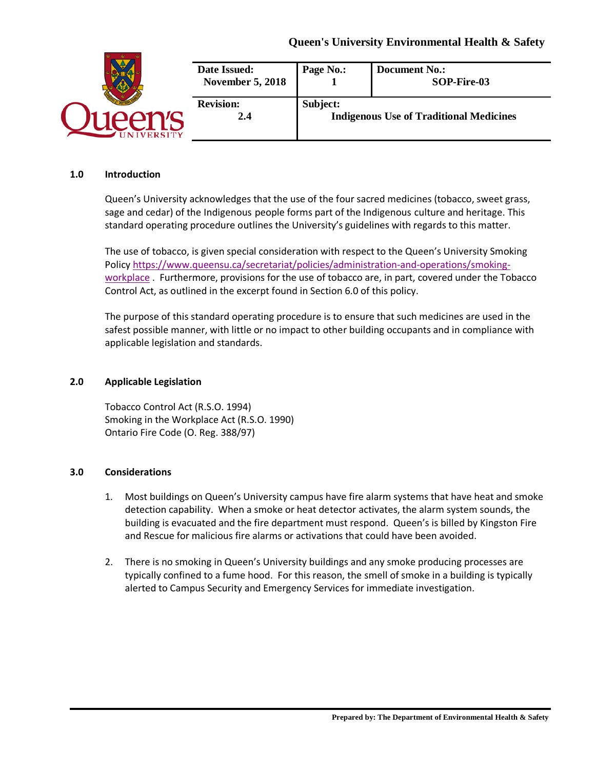# Queen's University Environmental Health & Safety

| Date Issued: November 5, 2018 | Page No.: 1 | Document No.: SOP-Fire-03 |
|---|---|---|
| **Revision:** 2.4 | **Subject:** Indigenous Use of Traditional Medicines | |

## 1.0 Introduction

Queen's University acknowledges that the use of the four sacred medicines (tobacco, sweet grass, sage and cedar) of the Indigenous people forms part of the Indigenous culture and heritage. This standard operating procedure outlines the University's guidelines with regards to this matter.

The use of tobacco, is given special consideration with respect to the Queen's University Smoking Policy https://www.queensu.ca/secretariat/policies/administration-and-operations/smoking-workplace . Furthermore, provisions for the use of tobacco are, in part, covered under the Tobacco Control Act, as outlined in the excerpt found in Section 6.0 of this policy.

The purpose of this standard operating procedure is to ensure that such medicines are used in the safest possible manner, with little or no impact to other building occupants and in compliance with applicable legislation and standards.

## 2.0 Applicable Legislation

Tobacco Control Act (R.S.O. 1994)
Smoking in the Workplace Act (R.S.O. 1990)
Ontario Fire Code (O. Reg. 388/97)

## 3.0 Considerations

1. Most buildings on Queen's University campus have fire alarm systems that have heat and smoke detection capability. When a smoke or heat detector activates, the alarm system sounds, the building is evacuated and the fire department must respond. Queen's is billed by Kingston Fire and Rescue for malicious fire alarms or activations that could have been avoided.

2. There is no smoking in Queen's University buildings and any smoke producing processes are typically confined to a fume hood. For this reason, the smell of smoke in a building is typically alerted to Campus Security and Emergency Services for immediate investigation.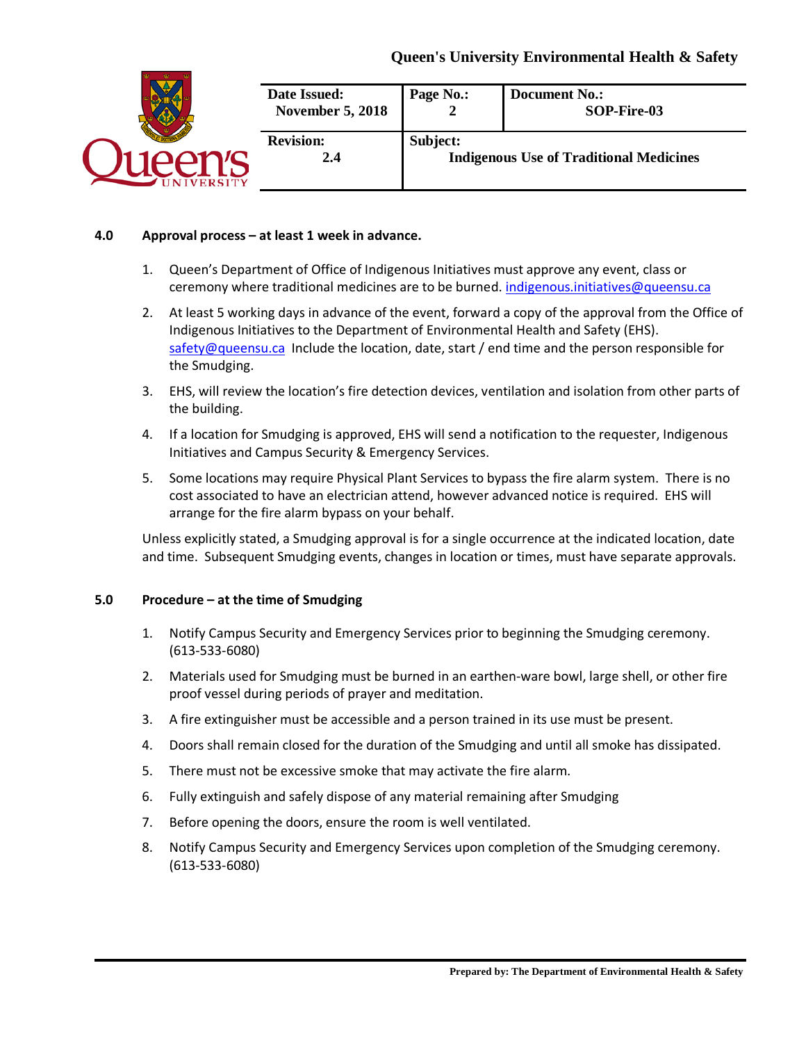## 4.0 Approval process – at least 1 week in advance.

1. Queen's Department of Office of Indigenous Initiatives must approve any event, class or ceremony where traditional medicines are to be burned. indigenous.initiatives@queensu.ca
2. At least 5 working days in advance of the event, forward a copy of the approval from the Office of Indigenous Initiatives to the Department of Environmental Health and Safety (EHS). safety@queensu.ca Include the location, date, start / end time and the person responsible for the Smudging.
3. EHS, will review the location's fire detection devices, ventilation and isolation from other parts of the building.
4. If a location for Smudging is approved, EHS will send a notification to the requester, Indigenous Initiatives and Campus Security & Emergency Services.
5. Some locations may require Physical Plant Services to bypass the fire alarm system. There is no cost associated to have an electrician attend, however advanced notice is required. EHS will arrange for the fire alarm bypass on your behalf.

Unless explicitly stated, a Smudging approval is for a single occurrence at the indicated location, date and time. Subsequent Smudging events, changes in location or times, must have separate approvals.

## 5.0 Procedure – at the time of Smudging

1. Notify Campus Security and Emergency Services prior to beginning the Smudging ceremony. (613-533-6080)
2. Materials used for Smudging must be burned in an earthen-ware bowl, large shell, or other fire proof vessel during periods of prayer and meditation.
3. A fire extinguisher must be accessible and a person trained in its use must be present.
4. Doors shall remain closed for the duration of the Smudging and until all smoke has dissipated.
5. There must not be excessive smoke that may activate the fire alarm.
6. Fully extinguish and safely dispose of any material remaining after Smudging
7. Before opening the doors, ensure the room is well ventilated.
8. Notify Campus Security and Emergency Services upon completion of the Smudging ceremony. (613-533-6080)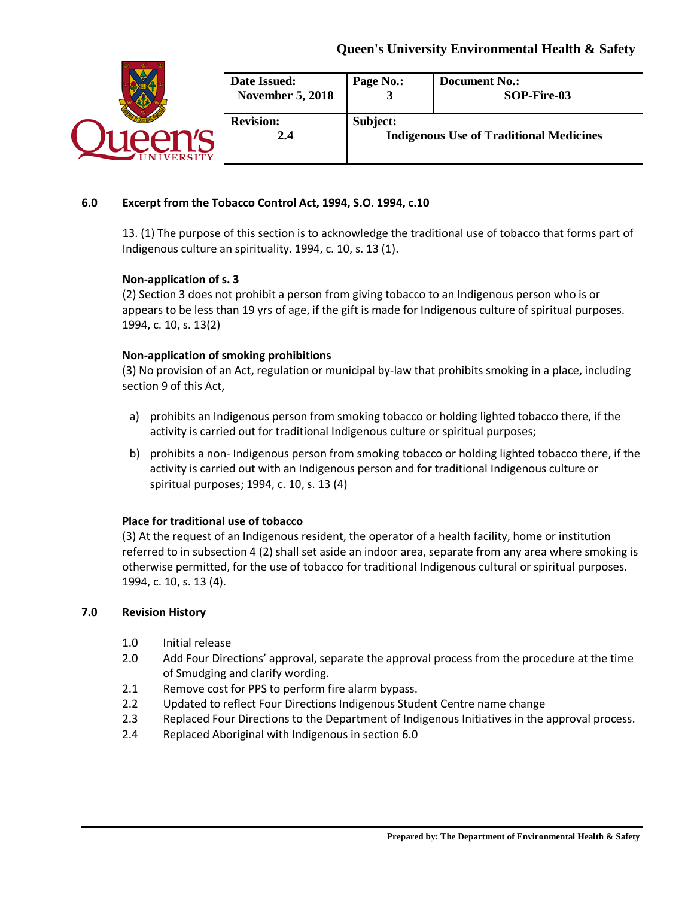## 6.0 Excerpt from the Tobacco Control Act, 1994, S.O. 1994, c.10

13. (1) The purpose of this section is to acknowledge the traditional use of tobacco that forms part of Indigenous culture an spirituality. 1994, c. 10, s. 13 (1).

**Non-application of s. 3**

(2) Section 3 does not prohibit a person from giving tobacco to an Indigenous person who is or appears to be less than 19 yrs of age, if the gift is made for Indigenous culture of spiritual purposes. 1994, c. 10, s. 13(2)

**Non-application of smoking prohibitions**

(3) No provision of an Act, regulation or municipal by-law that prohibits smoking in a place, including section 9 of this Act,

a) prohibits an Indigenous person from smoking tobacco or holding lighted tobacco there, if the activity is carried out for traditional Indigenous culture or spiritual purposes;

b) prohibits a non- Indigenous person from smoking tobacco or holding lighted tobacco there, if the activity is carried out with an Indigenous person and for traditional Indigenous culture or spiritual purposes; 1994, c. 10, s. 13 (4)

**Place for traditional use of tobacco**

(3) At the request of an Indigenous resident, the operator of a health facility, home or institution referred to in subsection 4 (2) shall set aside an indoor area, separate from any area where smoking is otherwise permitted, for the use of tobacco for traditional Indigenous cultural or spiritual purposes. 1994, c. 10, s. 13 (4).

## 7.0 Revision History

- 1.0 Initial release
- 2.0 Add Four Directions' approval, separate the approval process from the procedure at the time of Smudging and clarify wording.
- 2.1 Remove cost for PPS to perform fire alarm bypass.
- 2.2 Updated to reflect Four Directions Indigenous Student Centre name change
- 2.3 Replaced Four Directions to the Department of Indigenous Initiatives in the approval process.
- 2.4 Replaced Aboriginal with Indigenous in section 6.0